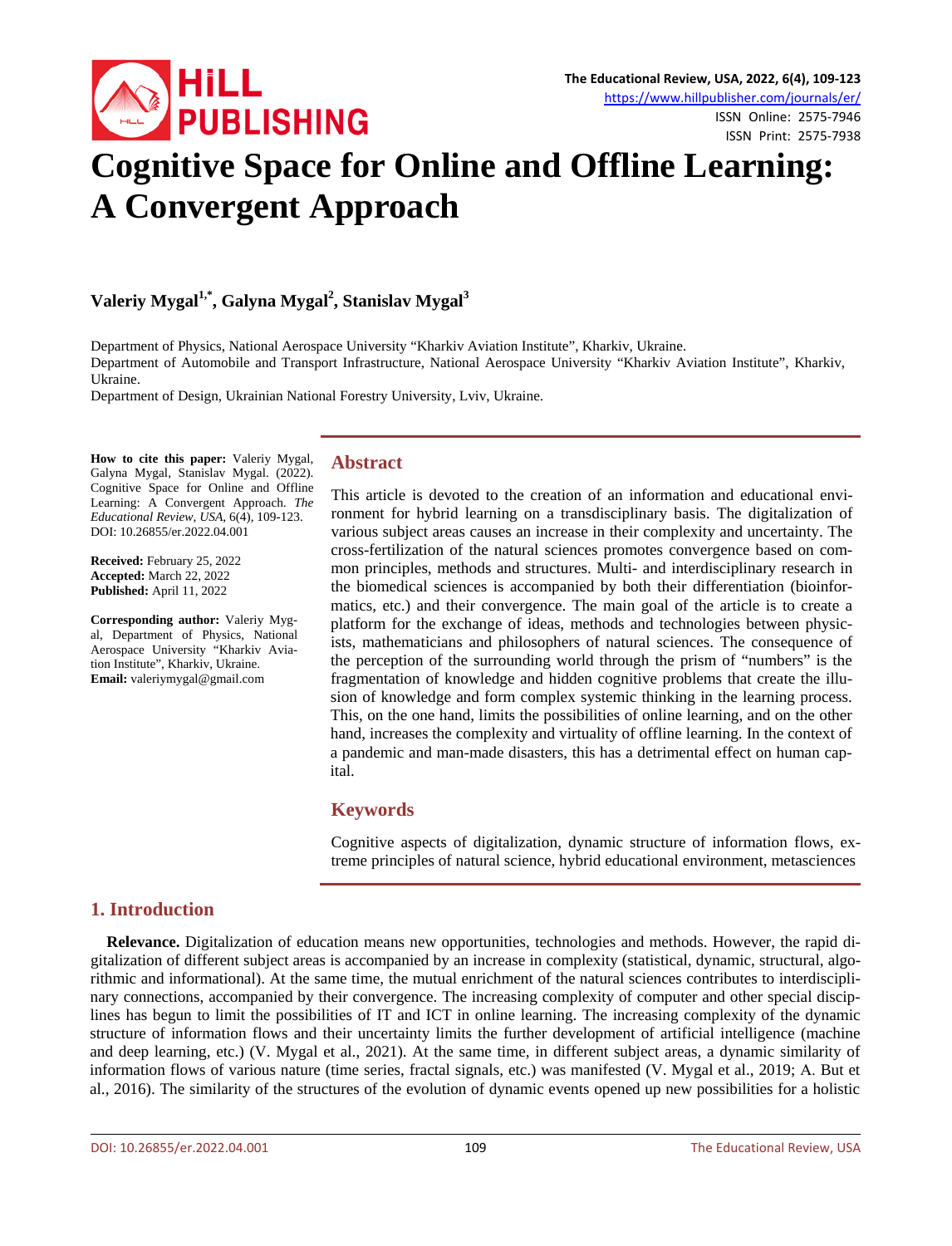# Cognitive Space for Online and Offline Learning: A Convergent Approach

**Valeriy Mygal[1,*], Galyna Mygal[2], Stanislav Mygal[3]**

Department of Physics, National Aerospace University "Kharkiv Aviation Institute", Kharkiv, Ukraine.
Department of Automobile and Transport Infrastructure, National Aerospace University "Kharkiv Aviation Institute", Kharkiv, Ukraine.
Department of Design, Ukrainian National Forestry University, Lviv, Ukraine.

**How to cite this paper:** Valeriy Mygal, Galyna Mygal, Stanislav Mygal. (2022). Cognitive Space for Online and Offline Learning: A Convergent Approach. *The Educational Review, USA*, 6(4), 109-123.
DOI: 10.26855/er.2022.04.001

**Received:** February 25, 2022
**Accepted:** March 22, 2022
**Published:** April 11, 2022

**Corresponding author:** Valeriy Mygal, Department of Physics, National Aerospace University "Kharkiv Aviation Institute", Kharkiv, Ukraine.
**Email:** valeriymygal@gmail.com

## Abstract

This article is devoted to the creation of an information and educational environment for hybrid learning on a transdisciplinary basis. The digitalization of various subject areas causes an increase in their complexity and uncertainty. The cross-fertilization of the natural sciences promotes convergence based on common principles, methods and structures. Multi- and interdisciplinary research in the biomedical sciences is accompanied by both their differentiation (bioinformatics, etc.) and their convergence. The main goal of the article is to create a platform for the exchange of ideas, methods and technologies between physicists, mathematicians and philosophers of natural sciences. The consequence of the perception of the surrounding world through the prism of "numbers" is the fragmentation of knowledge and hidden cognitive problems that create the illusion of knowledge and form complex systemic thinking in the learning process. This, on the one hand, limits the possibilities of online learning, and on the other hand, increases the complexity and virtuality of offline learning. In the context of a pandemic and man-made disasters, this has a detrimental effect on human capital.

## Keywords

Cognitive aspects of digitalization, dynamic structure of information flows, extreme principles of natural science, hybrid educational environment, metasciences

## 1. Introduction

**Relevance.** Digitalization of education means new opportunities, technologies and methods. However, the rapid digitalization of different subject areas is accompanied by an increase in complexity (statistical, dynamic, structural, algorithmic and informational). At the same time, the mutual enrichment of the natural sciences contributes to interdisciplinary connections, accompanied by their convergence. The increasing complexity of computer and other special disciplines has begun to limit the possibilities of IT and ICT in online learning. The increasing complexity of the dynamic structure of information flows and their uncertainty limits the further development of artificial intelligence (machine and deep learning, etc.) (V. Mygal et al., 2021). At the same time, in different subject areas, a dynamic similarity of information flows of various nature (time series, fractal signals, etc.) was manifested (V. Mygal et al., 2019; A. But et al., 2016). The similarity of the structures of the evolution of dynamic events opened up new possibilities for a holistic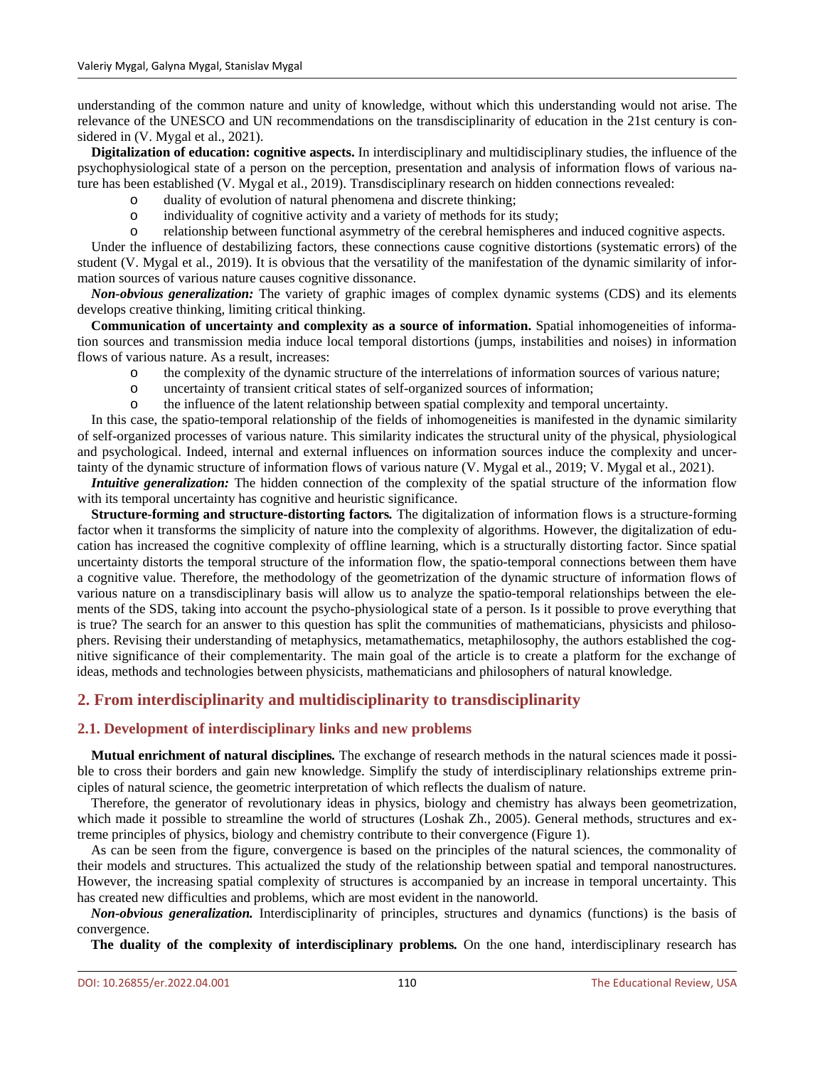understanding of the common nature and unity of knowledge, without which this understanding would not arise. The relevance of the UNESCO and UN recommendations on the transdisciplinarity of education in the 21st century is considered in (V. Mygal et al., 2021).

**Digitalization of education: cognitive aspects.** In interdisciplinary and multidisciplinary studies, the influence of the psychophysiological state of a person on the perception, presentation and analysis of information flows of various nature has been established (V. Mygal et al., 2019). Transdisciplinary research on hidden connections revealed:

- duality of evolution of natural phenomena and discrete thinking;
- individuality of cognitive activity and a variety of methods for its study;
- relationship between functional asymmetry of the cerebral hemispheres and induced cognitive aspects.

Under the influence of destabilizing factors, these connections cause cognitive distortions (systematic errors) of the student (V. Mygal et al., 2019). It is obvious that the versatility of the manifestation of the dynamic similarity of information sources of various nature causes cognitive dissonance.

***Non-obvious generalization:*** The variety of graphic images of complex dynamic systems (CDS) and its elements develops creative thinking, limiting critical thinking.

**Communication of uncertainty and complexity as a source of information.** Spatial inhomogeneities of information sources and transmission media induce local temporal distortions (jumps, instabilities and noises) in information flows of various nature. As a result, increases:

- the complexity of the dynamic structure of the interrelations of information sources of various nature;
- uncertainty of transient critical states of self-organized sources of information;
- the influence of the latent relationship between spatial complexity and temporal uncertainty.

In this case, the spatio-temporal relationship of the fields of inhomogeneities is manifested in the dynamic similarity of self-organized processes of various nature. This similarity indicates the structural unity of the physical, physiological and psychological. Indeed, internal and external influences on information sources induce the complexity and uncertainty of the dynamic structure of information flows of various nature (V. Mygal et al., 2019; V. Mygal et al., 2021).

***Intuitive generalization:*** The hidden connection of the complexity of the spatial structure of the information flow with its temporal uncertainty has cognitive and heuristic significance.

**Structure-forming and structure-distorting factors.** The digitalization of information flows is a structure-forming factor when it transforms the simplicity of nature into the complexity of algorithms. However, the digitalization of education has increased the cognitive complexity of offline learning, which is a structurally distorting factor. Since spatial uncertainty distorts the temporal structure of the information flow, the spatio-temporal connections between them have a cognitive value. Therefore, the methodology of the geometrization of the dynamic structure of information flows of various nature on a transdisciplinary basis will allow us to analyze the spatio-temporal relationships between the elements of the SDS, taking into account the psycho-physiological state of a person. Is it possible to prove everything that is true? The search for an answer to this question has split the communities of mathematicians, physicists and philosophers. Revising their understanding of metaphysics, metamathematics, metaphilosophy, the authors established the cognitive significance of their complementarity. The main goal of the article is to create a platform for the exchange of ideas, methods and technologies between physicists, mathematicians and philosophers of natural knowledge.

## 2. From interdisciplinarity and multidisciplinarity to transdisciplinarity

### 2.1. Development of interdisciplinary links and new problems

**Mutual enrichment of natural disciplines.** The exchange of research methods in the natural sciences made it possible to cross their borders and gain new knowledge. Simplify the study of interdisciplinary relationships extreme principles of natural science, the geometric interpretation of which reflects the dualism of nature.

Therefore, the generator of revolutionary ideas in physics, biology and chemistry has always been geometrization, which made it possible to streamline the world of structures (Loshak Zh., 2005). General methods, structures and extreme principles of physics, biology and chemistry contribute to their convergence (Figure 1).

As can be seen from the figure, convergence is based on the principles of the natural sciences, the commonality of their models and structures. This actualized the study of the relationship between spatial and temporal nanostructures. However, the increasing spatial complexity of structures is accompanied by an increase in temporal uncertainty. This has created new difficulties and problems, which are most evident in the nanoworld.

***Non-obvious generalization.*** Interdisciplinarity of principles, structures and dynamics (functions) is the basis of convergence.

**The duality of the complexity of interdisciplinary problems.** On the one hand, interdisciplinary research has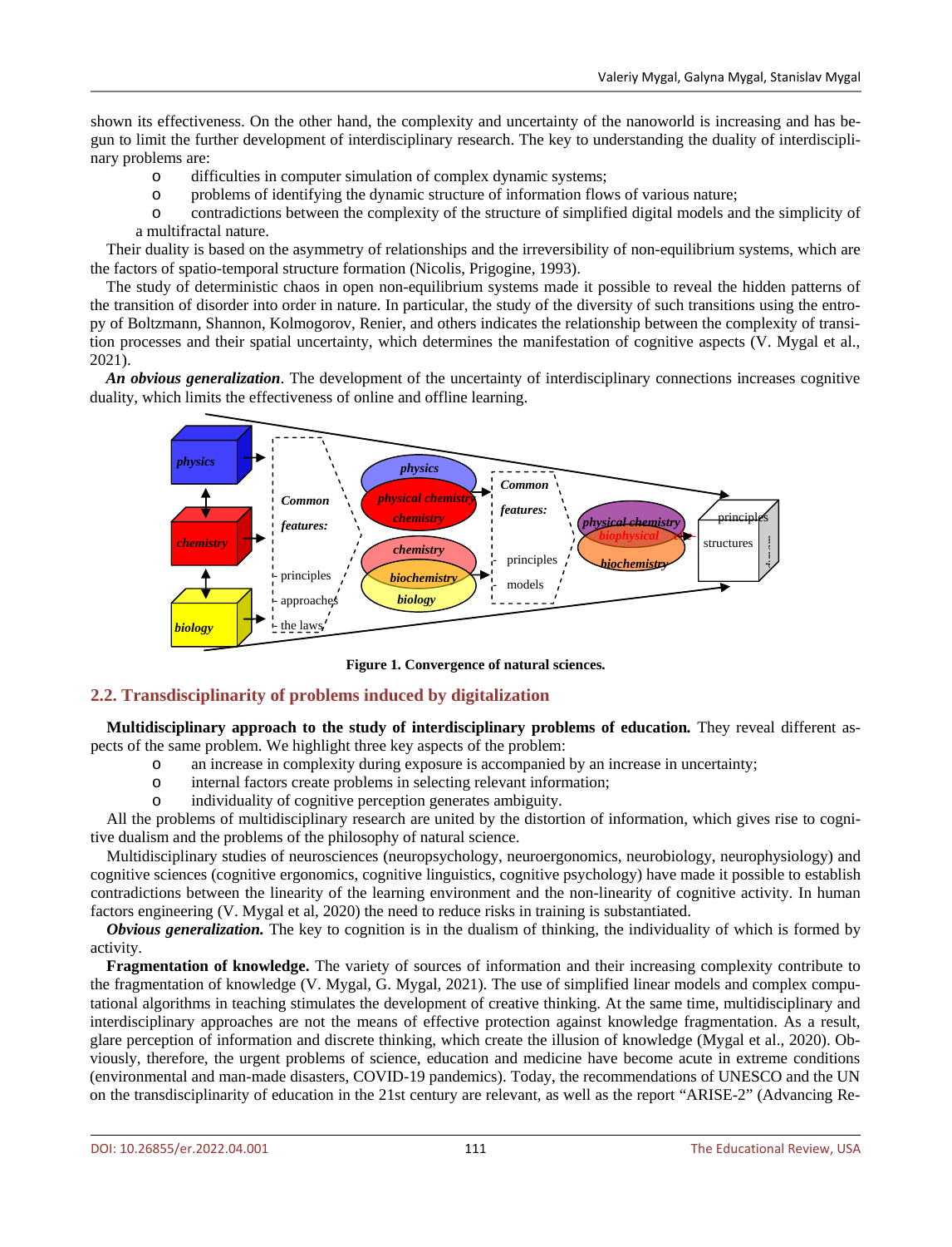shown its effectiveness. On the other hand, the complexity and uncertainty of the nanoworld is increasing and has begun to limit the further development of interdisciplinary research. The key to understanding the duality of interdisciplinary problems are:

- difficulties in computer simulation of complex dynamic systems;
- problems of identifying the dynamic structure of information flows of various nature;
- contradictions between the complexity of the structure of simplified digital models and the simplicity of a multifractal nature.

Their duality is based on the asymmetry of relationships and the irreversibility of non-equilibrium systems, which are the factors of spatio-temporal structure formation (Nicolis, Prigogine, 1993).

The study of deterministic chaos in open non-equilibrium systems made it possible to reveal the hidden patterns of the transition of disorder into order in nature. In particular, the study of the diversity of such transitions using the entropy of Boltzmann, Shannon, Kolmogorov, Renier, and others indicates the relationship between the complexity of transition processes and their spatial uncertainty, which determines the manifestation of cognitive aspects (V. Mygal et al., 2021).

***An obvious generalization***. The development of the uncertainty of interdisciplinary connections increases cognitive duality, which limits the effectiveness of online and offline learning.

**Figure 1. Convergence of natural sciences.**

## 2.2. Transdisciplinarity of problems induced by digitalization

**Multidisciplinary approach to the study of interdisciplinary problems of education.** They reveal different aspects of the same problem. We highlight three key aspects of the problem:

- an increase in complexity during exposure is accompanied by an increase in uncertainty;
- internal factors create problems in selecting relevant information;
- individuality of cognitive perception generates ambiguity.

All the problems of multidisciplinary research are united by the distortion of information, which gives rise to cognitive dualism and the problems of the philosophy of natural science.

Multidisciplinary studies of neurosciences (neuropsychology, neuroergonomics, neurobiology, neurophysiology) and cognitive sciences (cognitive ergonomics, cognitive linguistics, cognitive psychology) have made it possible to establish contradictions between the linearity of the learning environment and the non-linearity of cognitive activity. In human factors engineering (V. Mygal et al, 2020) the need to reduce risks in training is substantiated.

***Obvious generalization.*** The key to cognition is in the dualism of thinking, the individuality of which is formed by activity.

**Fragmentation of knowledge.** The variety of sources of information and their increasing complexity contribute to the fragmentation of knowledge (V. Mygal, G. Mygal, 2021). The use of simplified linear models and complex computational algorithms in teaching stimulates the development of creative thinking. At the same time, multidisciplinary and interdisciplinary approaches are not the means of effective protection against knowledge fragmentation. As a result, glare perception of information and discrete thinking, which create the illusion of knowledge (Mygal et al., 2020). Obviously, therefore, the urgent problems of science, education and medicine have become acute in extreme conditions (environmental and man-made disasters, COVID-19 pandemics). Today, the recommendations of UNESCO and the UN on the transdisciplinarity of education in the 21st century are relevant, as well as the report "ARISE-2" (Advancing Re-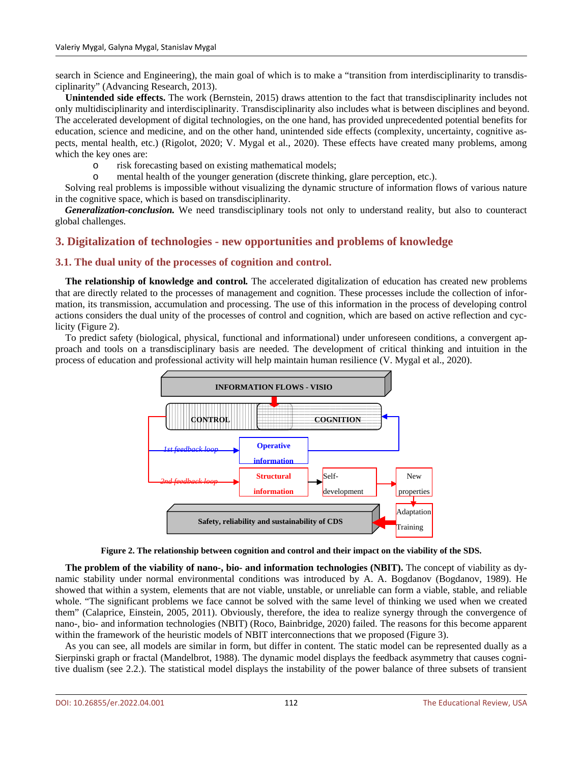search in Science and Engineering), the main goal of which is to make a "transition from interdisciplinarity to transdisciplinarity" (Advancing Research, 2013).

**Unintended side effects.** The work (Bernstein, 2015) draws attention to the fact that transdisciplinarity includes not only multidisciplinarity and interdisciplinarity. Transdisciplinarity also includes what is between disciplines and beyond. The accelerated development of digital technologies, on the one hand, has provided unprecedented potential benefits for education, science and medicine, and on the other hand, unintended side effects (complexity, uncertainty, cognitive aspects, mental health, etc.) (Rigolot, 2020; V. Mygal et al., 2020). These effects have created many problems, among which the key ones are:

- risk forecasting based on existing mathematical models;
- mental health of the younger generation (discrete thinking, glare perception, etc.).

Solving real problems is impossible without visualizing the dynamic structure of information flows of various nature in the cognitive space, which is based on transdisciplinarity.

***Generalization-conclusion.*** We need transdisciplinary tools not only to understand reality, but also to counteract global challenges.

## 3. Digitalization of technologies - new opportunities and problems of knowledge

### 3.1. The dual unity of the processes of cognition and control.

**The relationship of knowledge and control.** The accelerated digitalization of education has created new problems that are directly related to the processes of management and cognition. These processes include the collection of information, its transmission, accumulation and processing. The use of this information in the process of developing control actions considers the dual unity of the processes of control and cognition, which are based on active reflection and cyclicity (Figure 2).

To predict safety (biological, physical, functional and informational) under unforeseen conditions, a convergent approach and tools on a transdisciplinary basis are needed. The development of critical thinking and intuition in the process of education and professional activity will help maintain human resilience (V. Mygal et al., 2020).

INFORMATION FLOWS - VISIO

CONTROL | COGNITION

*1st feedback loop* → Operative information

*2nd feedback loop* → Structural information → Self-development → New properties → Adaptation Training

Safety, reliability and sustainability of CDS

**Figure 2. The relationship between cognition and control and their impact on the viability of the SDS.**

**The problem of the viability of nano-, bio- and information technologies (NBIT).** The concept of viability as dynamic stability under normal environmental conditions was introduced by A. A. Bogdanov (Bogdanov, 1989). He showed that within a system, elements that are not viable, unstable, or unreliable can form a viable, stable, and reliable whole. "The significant problems we face cannot be solved with the same level of thinking we used when we created them" (Calaprice, Einstein, 2005, 2011). Obviously, therefore, the idea to realize synergy through the convergence of nano-, bio- and information technologies (NBIT) (Roco, Bainbridge, 2020) failed. The reasons for this become apparent within the framework of the heuristic models of NBIT interconnections that we proposed (Figure 3).

As you can see, all models are similar in form, but differ in content. The static model can be represented dually as a Sierpinski graph or fractal (Mandelbrot, 1988). The dynamic model displays the feedback asymmetry that causes cognitive dualism (see 2.2.). The statistical model displays the instability of the power balance of three subsets of transient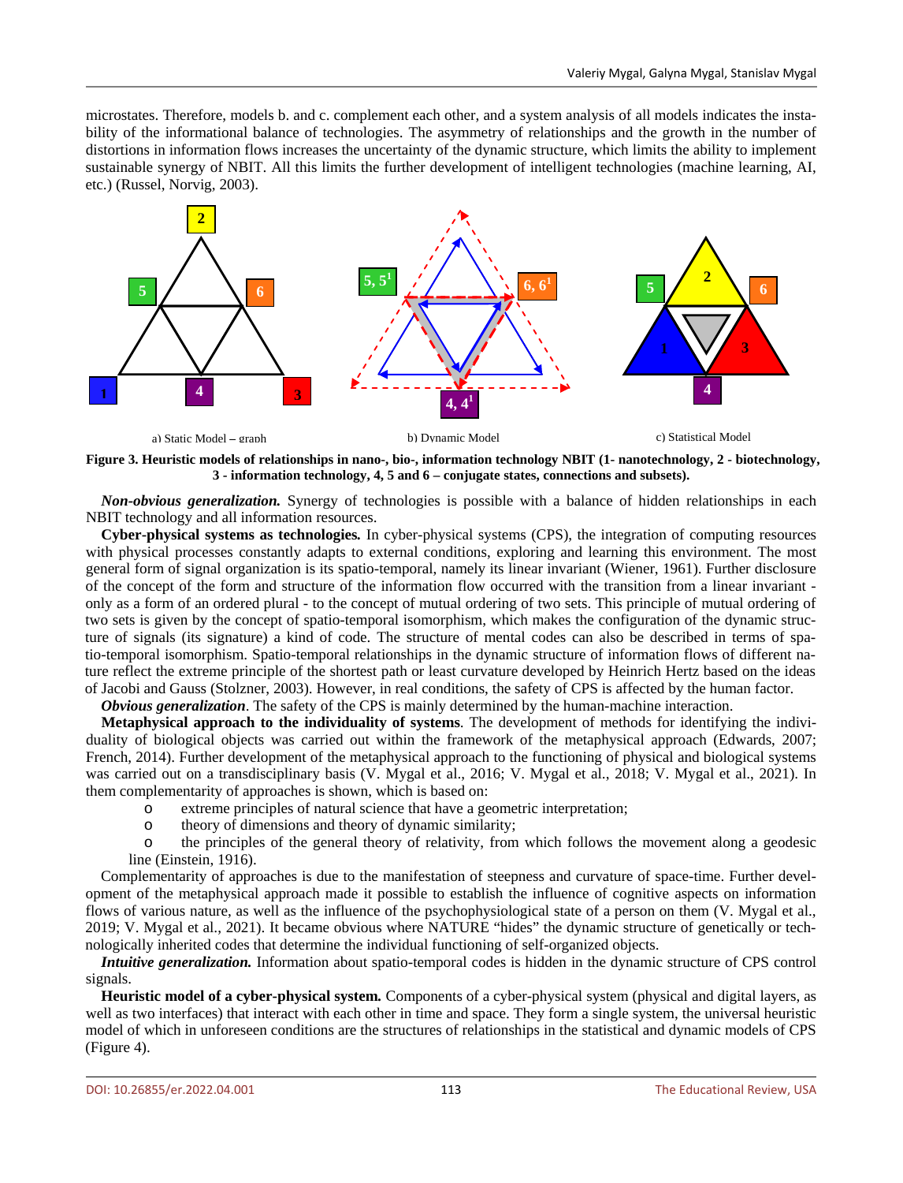microstates. Therefore, models b. and c. complement each other, and a system analysis of all models indicates the instability of the informational balance of technologies. The asymmetry of relationships and the growth in the number of distortions in information flows increases the uncertainty of the dynamic structure, which limits the ability to implement sustainable synergy of NBIT. All this limits the further development of intelligent technologies (machine learning, AI, etc.) (Russel, Norvig, 2003).

a) Static Model – graph    b) Dynamic Model    c) Statistical Model

**Figure 3. Heuristic models of relationships in nano-, bio-, information technology NBIT (1- nanotechnology, 2 - biotechnology, 3 - information technology, 4, 5 and 6 – conjugate states, connections and subsets).**

***Non-obvious generalization.*** Synergy of technologies is possible with a balance of hidden relationships in each NBIT technology and all information resources.

**Cyber-physical systems as technologies.** In cyber-physical systems (CPS), the integration of computing resources with physical processes constantly adapts to external conditions, exploring and learning this environment. The most general form of signal organization is its spatio-temporal, namely its linear invariant (Wiener, 1961). Further disclosure of the concept of the form and structure of the information flow occurred with the transition from a linear invariant - only as a form of an ordered plural - to the concept of mutual ordering of two sets. This principle of mutual ordering of two sets is given by the concept of spatio-temporal isomorphism, which makes the configuration of the dynamic structure of signals (its signature) a kind of code. The structure of mental codes can also be described in terms of spatio-temporal isomorphism. Spatio-temporal relationships in the dynamic structure of information flows of different nature reflect the extreme principle of the shortest path or least curvature developed by Heinrich Hertz based on the ideas of Jacobi and Gauss (Stolzner, 2003). However, in real conditions, the safety of CPS is affected by the human factor.

***Obvious generalization***. The safety of the CPS is mainly determined by the human-machine interaction.

**Metaphysical approach to the individuality of systems**. The development of methods for identifying the individuality of biological objects was carried out within the framework of the metaphysical approach (Edwards, 2007; French, 2014). Further development of the metaphysical approach to the functioning of physical and biological systems was carried out on a transdisciplinary basis (V. Mygal et al., 2016; V. Mygal et al., 2018; V. Mygal et al., 2021). In them complementarity of approaches is shown, which is based on:

- extreme principles of natural science that have a geometric interpretation;
- theory of dimensions and theory of dynamic similarity;
- the principles of the general theory of relativity, from which follows the movement along a geodesic line (Einstein, 1916).

Complementarity of approaches is due to the manifestation of steepness and curvature of space-time. Further development of the metaphysical approach made it possible to establish the influence of cognitive aspects on information flows of various nature, as well as the influence of the psychophysiological state of a person on them (V. Mygal et al., 2019; V. Mygal et al., 2021). It became obvious where NATURE "hides" the dynamic structure of genetically or technologically inherited codes that determine the individual functioning of self-organized objects.

***Intuitive generalization.*** Information about spatio-temporal codes is hidden in the dynamic structure of CPS control signals.

**Heuristic model of a cyber-physical system.** Components of a cyber-physical system (physical and digital layers, as well as two interfaces) that interact with each other in time and space. They form a single system, the universal heuristic model of which in unforeseen conditions are the structures of relationships in the statistical and dynamic models of CPS (Figure 4).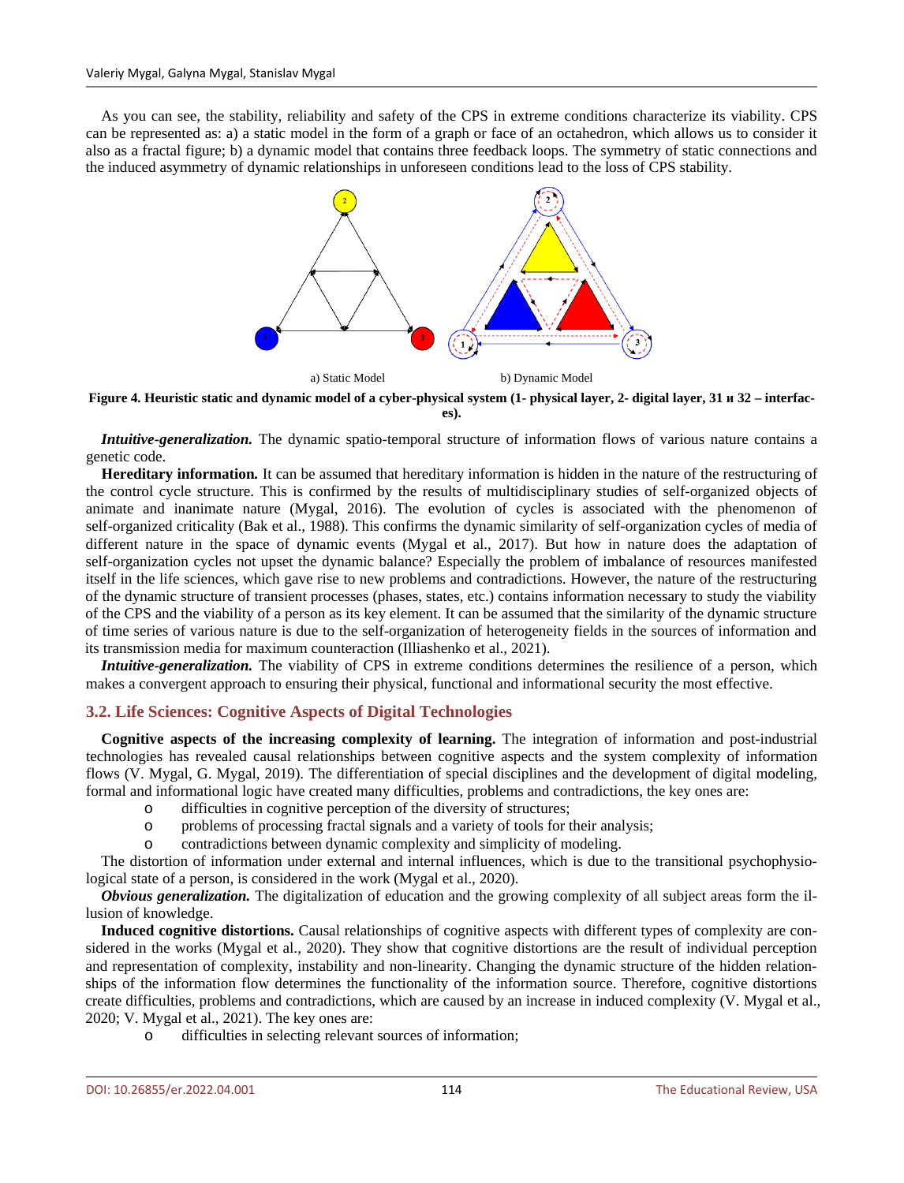As you can see, the stability, reliability and safety of the CPS in extreme conditions characterize its viability. CPS can be represented as: a) a static model in the form of a graph or face of an octahedron, which allows us to consider it also as a fractal figure; b) a dynamic model that contains three feedback loops. The symmetry of static connections and the induced asymmetry of dynamic relationships in unforeseen conditions lead to the loss of CPS stability.

a) Static Model b) Dynamic Model

**Figure 4. Heuristic static and dynamic model of a cyber-physical system (1- physical layer, 2- digital layer, 31 и 32 – interfaces).**

***Intuitive-generalization.*** The dynamic spatio-temporal structure of information flows of various nature contains a genetic code.

**Hereditary information.** It can be assumed that hereditary information is hidden in the nature of the restructuring of the control cycle structure. This is confirmed by the results of multidisciplinary studies of self-organized objects of animate and inanimate nature (Mygal, 2016). The evolution of cycles is associated with the phenomenon of self-organized criticality (Bak et al., 1988). This confirms the dynamic similarity of self-organization cycles of media of different nature in the space of dynamic events (Mygal et al., 2017). But how in nature does the adaptation of self-organization cycles not upset the dynamic balance? Especially the problem of imbalance of resources manifested itself in the life sciences, which gave rise to new problems and contradictions. However, the nature of the restructuring of the dynamic structure of transient processes (phases, states, etc.) contains information necessary to study the viability of the CPS and the viability of a person as its key element. It can be assumed that the similarity of the dynamic structure of time series of various nature is due to the self-organization of heterogeneity fields in the sources of information and its transmission media for maximum counteraction (Illiashenko et al., 2021).

***Intuitive-generalization.*** The viability of CPS in extreme conditions determines the resilience of a person, which makes a convergent approach to ensuring their physical, functional and informational security the most effective.

### 3.2. Life Sciences: Cognitive Aspects of Digital Technologies

**Cognitive aspects of the increasing complexity of learning.** The integration of information and post-industrial technologies has revealed causal relationships between cognitive aspects and the system complexity of information flows (V. Mygal, G. Mygal, 2019). The differentiation of special disciplines and the development of digital modeling, formal and informational logic have created many difficulties, problems and contradictions, the key ones are:

- difficulties in cognitive perception of the diversity of structures;
- problems of processing fractal signals and a variety of tools for their analysis;
- contradictions between dynamic complexity and simplicity of modeling.

The distortion of information under external and internal influences, which is due to the transitional psychophysiological state of a person, is considered in the work (Mygal et al., 2020).

***Obvious generalization.*** The digitalization of education and the growing complexity of all subject areas form the illusion of knowledge.

**Induced cognitive distortions.** Causal relationships of cognitive aspects with different types of complexity are considered in the works (Mygal et al., 2020). They show that cognitive distortions are the result of individual perception and representation of complexity, instability and non-linearity. Changing the dynamic structure of the hidden relationships of the information flow determines the functionality of the information source. Therefore, cognitive distortions create difficulties, problems and contradictions, which are caused by an increase in induced complexity (V. Mygal et al., 2020; V. Mygal et al., 2021). The key ones are:

- difficulties in selecting relevant sources of information;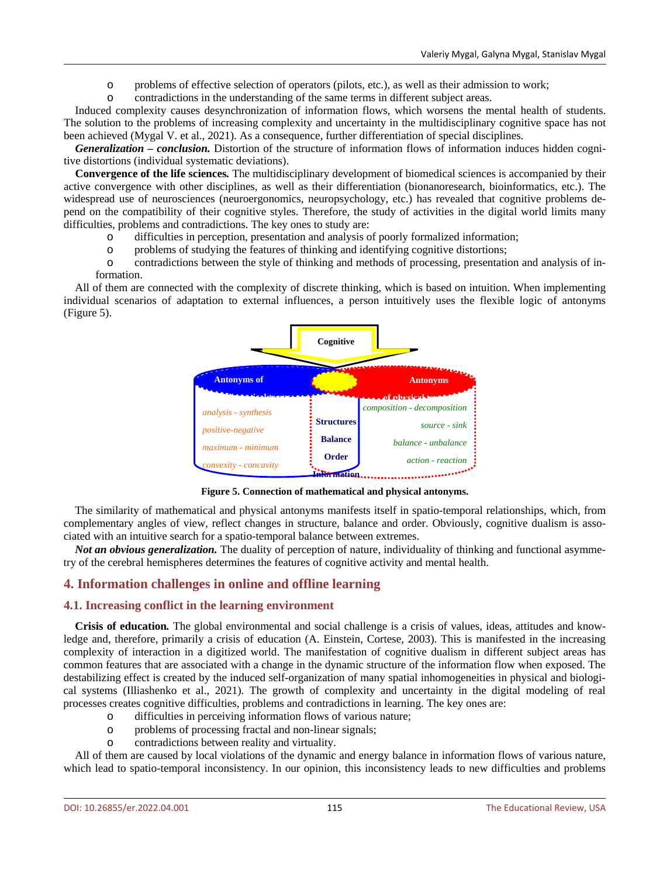- problems of effective selection of operators (pilots, etc.), as well as their admission to work;
- contradictions in the understanding of the same terms in different subject areas.

Induced complexity causes desynchronization of information flows, which worsens the mental health of students. The solution to the problems of increasing complexity and uncertainty in the multidisciplinary cognitive space has not been achieved (Mygal V. et al., 2021). As a consequence, further differentiation of special disciplines.

***Generalization – conclusion.*** Distortion of the structure of information flows of information induces hidden cognitive distortions (individual systematic deviations).

**Convergence of the life sciences.** The multidisciplinary development of biomedical sciences is accompanied by their active convergence with other disciplines, as well as their differentiation (bionanoresearch, bioinformatics, etc.). The widespread use of neurosciences (neuroergonomics, neuropsychology, etc.) has revealed that cognitive problems depend on the compatibility of their cognitive styles. Therefore, the study of activities in the digital world limits many difficulties, problems and contradictions. The key ones to study are:

- difficulties in perception, presentation and analysis of poorly formalized information;
- problems of studying the features of thinking and identifying cognitive distortions;
- contradictions between the style of thinking and methods of processing, presentation and analysis of information.

All of them are connected with the complexity of discrete thinking, which is based on intuition. When implementing individual scenarios of adaptation to external influences, a person intuitively uses the flexible logic of antonyms (Figure 5).

**Figure 5. Connection of mathematical and physical antonyms.**

The similarity of mathematical and physical antonyms manifests itself in spatio-temporal relationships, which, from complementary angles of view, reflect changes in structure, balance and order. Obviously, cognitive dualism is associated with an intuitive search for a spatio-temporal balance between extremes.

***Not an obvious generalization.*** The duality of perception of nature, individuality of thinking and functional asymmetry of the cerebral hemispheres determines the features of cognitive activity and mental health.

## 4. Information challenges in online and offline learning

### 4.1. Increasing conflict in the learning environment

**Crisis of education.** The global environmental and social challenge is a crisis of values, ideas, attitudes and knowledge and, therefore, primarily a crisis of education (A. Einstein, Cortese, 2003). This is manifested in the increasing complexity of interaction in a digitized world. The manifestation of cognitive dualism in different subject areas has common features that are associated with a change in the dynamic structure of the information flow when exposed. The destabilizing effect is created by the induced self-organization of many spatial inhomogeneities in physical and biological systems (Illiashenko et al., 2021). The growth of complexity and uncertainty in the digital modeling of real processes creates cognitive difficulties, problems and contradictions in learning. The key ones are:

- difficulties in perceiving information flows of various nature;
- problems of processing fractal and non-linear signals;
- contradictions between reality and virtuality.

All of them are caused by local violations of the dynamic and energy balance in information flows of various nature, which lead to spatio-temporal inconsistency. In our opinion, this inconsistency leads to new difficulties and problems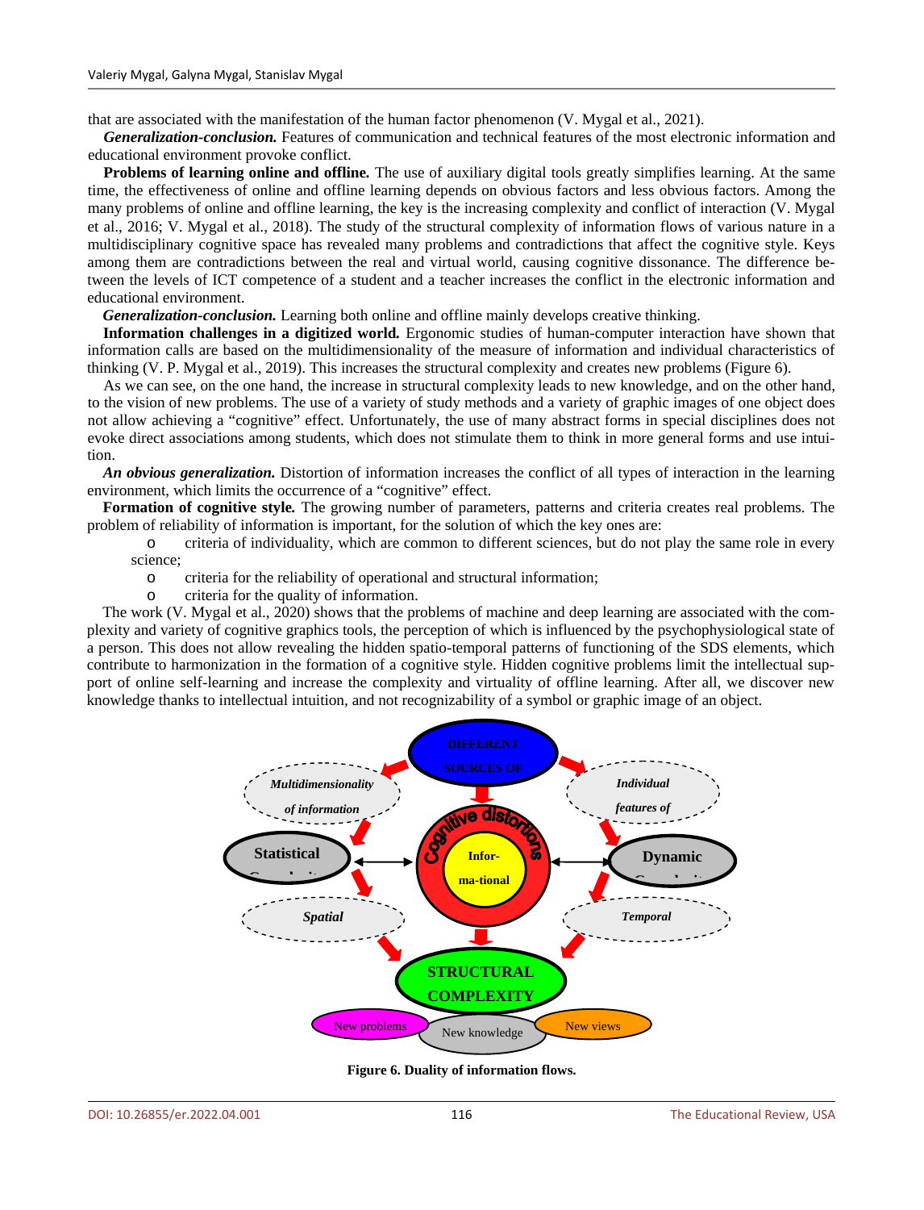that are associated with the manifestation of the human factor phenomenon (V. Mygal et al., 2021).

***Generalization-conclusion.*** Features of communication and technical features of the most electronic information and educational environment provoke conflict.

**Problems of learning online and offline.** The use of auxiliary digital tools greatly simplifies learning. At the same time, the effectiveness of online and offline learning depends on obvious factors and less obvious factors. Among the many problems of online and offline learning, the key is the increasing complexity and conflict of interaction (V. Mygal et al., 2016; V. Mygal et al., 2018). The study of the structural complexity of information flows of various nature in a multidisciplinary cognitive space has revealed many problems and contradictions that affect the cognitive style. Keys among them are contradictions between the real and virtual world, causing cognitive dissonance. The difference between the levels of ICT competence of a student and a teacher increases the conflict in the electronic information and educational environment.

***Generalization-conclusion.*** Learning both online and offline mainly develops creative thinking.

**Information challenges in a digitized world.** Ergonomic studies of human-computer interaction have shown that information calls are based on the multidimensionality of the measure of information and individual characteristics of thinking (V. P. Mygal et al., 2019). This increases the structural complexity and creates new problems (Figure 6).

As we can see, on the one hand, the increase in structural complexity leads to new knowledge, and on the other hand, to the vision of new problems. The use of a variety of study methods and a variety of graphic images of one object does not allow achieving a "cognitive" effect. Unfortunately, the use of many abstract forms in special disciplines does not evoke direct associations among students, which does not stimulate them to think in more general forms and use intuition.

***An obvious generalization.*** Distortion of information increases the conflict of all types of interaction in the learning environment, which limits the occurrence of a "cognitive" effect.

**Formation of cognitive style.** The growing number of parameters, patterns and criteria creates real problems. The problem of reliability of information is important, for the solution of which the key ones are:

- criteria of individuality, which are common to different sciences, but do not play the same role in every science;
- criteria for the reliability of operational and structural information;
- criteria for the quality of information.

The work (V. Mygal et al., 2020) shows that the problems of machine and deep learning are associated with the complexity and variety of cognitive graphics tools, the perception of which is influenced by the psychophysiological state of a person. This does not allow revealing the hidden spatio-temporal patterns of functioning of the SDS elements, which contribute to harmonization in the formation of a cognitive style. Hidden cognitive problems limit the intellectual support of online self-learning and increase the complexity and virtuality of offline learning. After all, we discover new knowledge thanks to intellectual intuition, and not recognizability of a symbol or graphic image of an object.

**Figure 6. Duality of information flows.**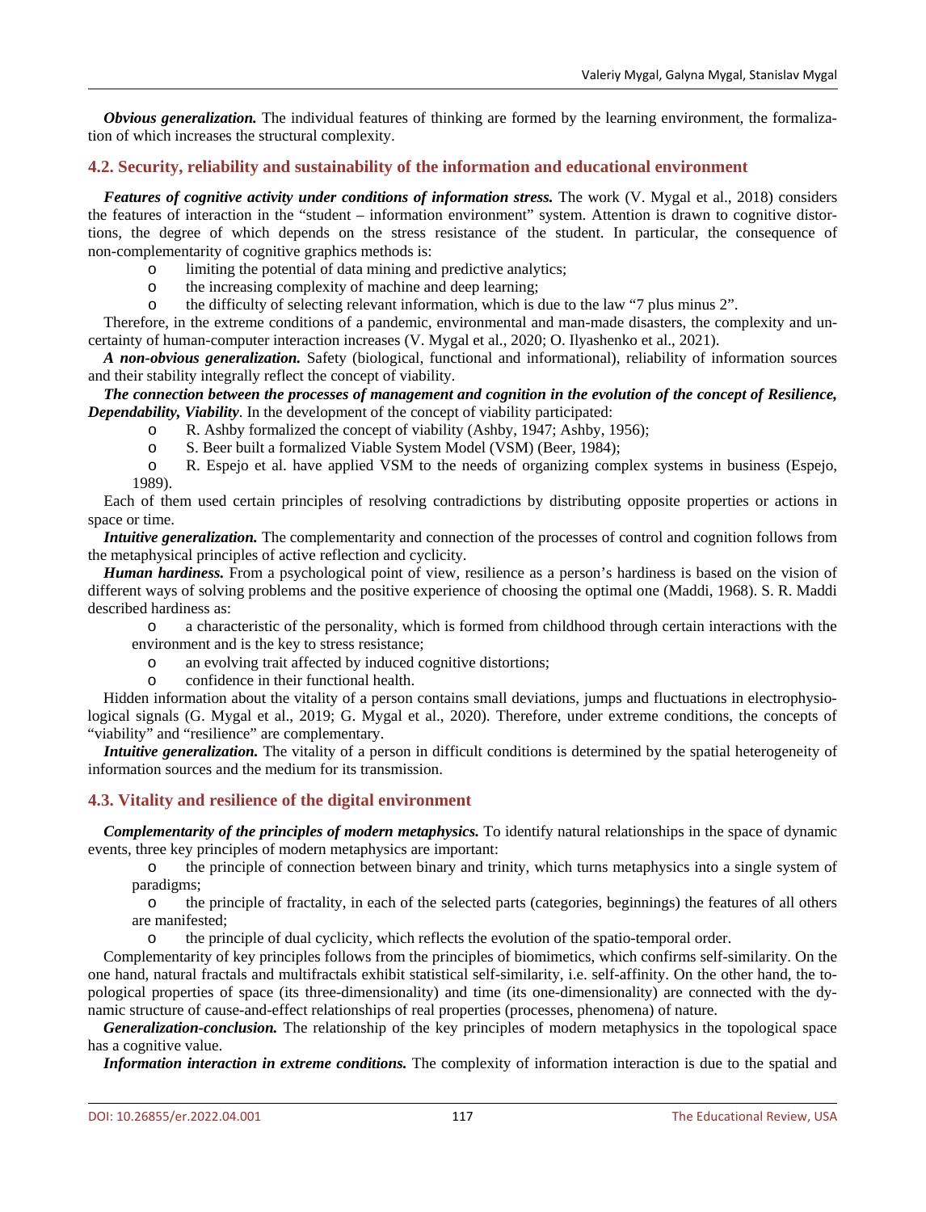***Obvious generalization.*** The individual features of thinking are formed by the learning environment, the formalization of which increases the structural complexity.

### 4.2. Security, reliability and sustainability of the information and educational environment

***Features of cognitive activity under conditions of information stress.*** The work (V. Mygal et al., 2018) considers the features of interaction in the "student – information environment" system. Attention is drawn to cognitive distortions, the degree of which depends on the stress resistance of the student. In particular, the consequence of non-complementarity of cognitive graphics methods is:

- limiting the potential of data mining and predictive analytics;
- the increasing complexity of machine and deep learning;
- the difficulty of selecting relevant information, which is due to the law "7 plus minus 2".

Therefore, in the extreme conditions of a pandemic, environmental and man-made disasters, the complexity and uncertainty of human-computer interaction increases (V. Mygal et al., 2020; O. Ilyashenko et al., 2021).

***A non-obvious generalization.*** Safety (biological, functional and informational), reliability of information sources and their stability integrally reflect the concept of viability.

***The connection between the processes of management and cognition in the evolution of the concept of Resilience, Dependability, Viability***. In the development of the concept of viability participated:

- R. Ashby formalized the concept of viability (Ashby, 1947; Ashby, 1956);
- S. Beer built a formalized Viable System Model (VSM) (Beer, 1984);
- R. Espejo et al. have applied VSM to the needs of organizing complex systems in business (Espejo, 1989).

Each of them used certain principles of resolving contradictions by distributing opposite properties or actions in space or time.

***Intuitive generalization.*** The complementarity and connection of the processes of control and cognition follows from the metaphysical principles of active reflection and cyclicity.

***Human hardiness.*** From a psychological point of view, resilience as a person's hardiness is based on the vision of different ways of solving problems and the positive experience of choosing the optimal one (Maddi, 1968). S. R. Maddi described hardiness as:

- a characteristic of the personality, which is formed from childhood through certain interactions with the environment and is the key to stress resistance;
- an evolving trait affected by induced cognitive distortions;
- confidence in their functional health.

Hidden information about the vitality of a person contains small deviations, jumps and fluctuations in electrophysiological signals (G. Mygal et al., 2019; G. Mygal et al., 2020). Therefore, under extreme conditions, the concepts of "viability" and "resilience" are complementary.

***Intuitive generalization.*** The vitality of a person in difficult conditions is determined by the spatial heterogeneity of information sources and the medium for its transmission.

### 4.3. Vitality and resilience of the digital environment

***Complementarity of the principles of modern metaphysics.*** To identify natural relationships in the space of dynamic events, three key principles of modern metaphysics are important:

- the principle of connection between binary and trinity, which turns metaphysics into a single system of paradigms;
- the principle of fractality, in each of the selected parts (categories, beginnings) the features of all others are manifested;
- the principle of dual cyclicity, which reflects the evolution of the spatio-temporal order.

Complementarity of key principles follows from the principles of biomimetics, which confirms self-similarity. On the one hand, natural fractals and multifractals exhibit statistical self-similarity, i.e. self-affinity. On the other hand, the topological properties of space (its three-dimensionality) and time (its one-dimensionality) are connected with the dynamic structure of cause-and-effect relationships of real properties (processes, phenomena) of nature.

***Generalization-conclusion.*** The relationship of the key principles of modern metaphysics in the topological space has a cognitive value.

***Information interaction in extreme conditions.*** The complexity of information interaction is due to the spatial and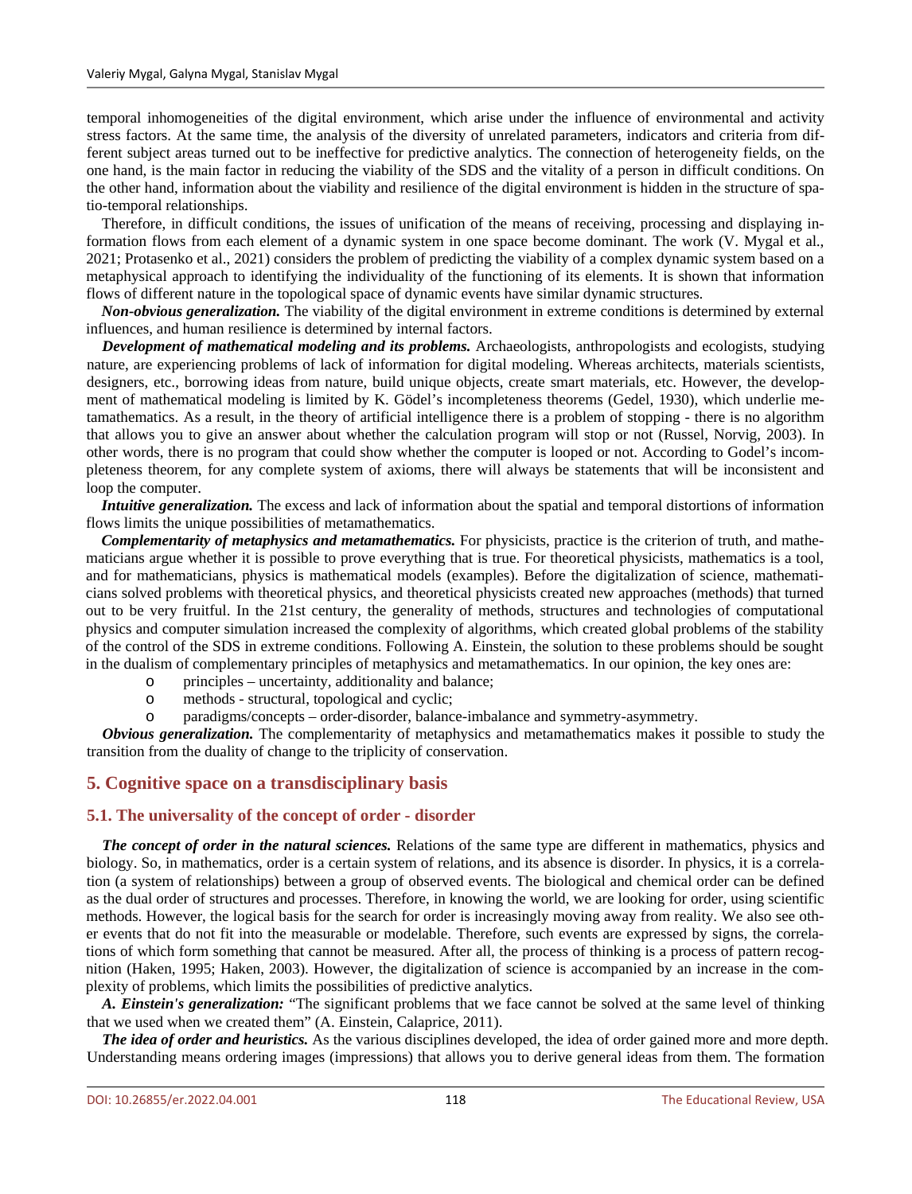temporal inhomogeneities of the digital environment, which arise under the influence of environmental and activity stress factors. At the same time, the analysis of the diversity of unrelated parameters, indicators and criteria from different subject areas turned out to be ineffective for predictive analytics. The connection of heterogeneity fields, on the one hand, is the main factor in reducing the viability of the SDS and the vitality of a person in difficult conditions. On the other hand, information about the viability and resilience of the digital environment is hidden in the structure of spatio-temporal relationships.

Therefore, in difficult conditions, the issues of unification of the means of receiving, processing and displaying information flows from each element of a dynamic system in one space become dominant. The work (V. Mygal et al., 2021; Protasenko et al., 2021) considers the problem of predicting the viability of a complex dynamic system based on a metaphysical approach to identifying the individuality of the functioning of its elements. It is shown that information flows of different nature in the topological space of dynamic events have similar dynamic structures.

***Non-obvious generalization.*** The viability of the digital environment in extreme conditions is determined by external influences, and human resilience is determined by internal factors.

***Development of mathematical modeling and its problems.*** Archaeologists, anthropologists and ecologists, studying nature, are experiencing problems of lack of information for digital modeling. Whereas architects, materials scientists, designers, etc., borrowing ideas from nature, build unique objects, create smart materials, etc. However, the development of mathematical modeling is limited by K. Gödel's incompleteness theorems (Gedel, 1930), which underlie metamathematics. As a result, in the theory of artificial intelligence there is a problem of stopping - there is no algorithm that allows you to give an answer about whether the calculation program will stop or not (Russel, Norvig, 2003). In other words, there is no program that could show whether the computer is looped or not. According to Godel's incompleteness theorem, for any complete system of axioms, there will always be statements that will be inconsistent and loop the computer.

***Intuitive generalization.*** The excess and lack of information about the spatial and temporal distortions of information flows limits the unique possibilities of metamathematics.

***Complementarity of metaphysics and metamathematics.*** For physicists, practice is the criterion of truth, and mathematicians argue whether it is possible to prove everything that is true. For theoretical physicists, mathematics is a tool, and for mathematicians, physics is mathematical models (examples). Before the digitalization of science, mathematicians solved problems with theoretical physics, and theoretical physicists created new approaches (methods) that turned out to be very fruitful. In the 21st century, the generality of methods, structures and technologies of computational physics and computer simulation increased the complexity of algorithms, which created global problems of the stability of the control of the SDS in extreme conditions. Following A. Einstein, the solution to these problems should be sought in the dualism of complementary principles of metaphysics and metamathematics. In our opinion, the key ones are:

- principles – uncertainty, additionality and balance;
- methods - structural, topological and cyclic;
- paradigms/concepts – order-disorder, balance-imbalance and symmetry-asymmetry.

***Obvious generalization.*** The complementarity of metaphysics and metamathematics makes it possible to study the transition from the duality of change to the triplicity of conservation.

## 5. Cognitive space on a transdisciplinary basis

### 5.1. The universality of the concept of order - disorder

***The concept of order in the natural sciences.*** Relations of the same type are different in mathematics, physics and biology. So, in mathematics, order is a certain system of relations, and its absence is disorder. In physics, it is a correlation (a system of relationships) between a group of observed events. The biological and chemical order can be defined as the dual order of structures and processes. Therefore, in knowing the world, we are looking for order, using scientific methods. However, the logical basis for the search for order is increasingly moving away from reality. We also see other events that do not fit into the measurable or modelable. Therefore, such events are expressed by signs, the correlations of which form something that cannot be measured. After all, the process of thinking is a process of pattern recognition (Haken, 1995; Haken, 2003). However, the digitalization of science is accompanied by an increase in the complexity of problems, which limits the possibilities of predictive analytics.

***A. Einstein's generalization:*** "The significant problems that we face cannot be solved at the same level of thinking that we used when we created them" (A. Einstein, Calaprice, 2011).

***The idea of order and heuristics.*** As the various disciplines developed, the idea of order gained more and more depth. Understanding means ordering images (impressions) that allows you to derive general ideas from them. The formation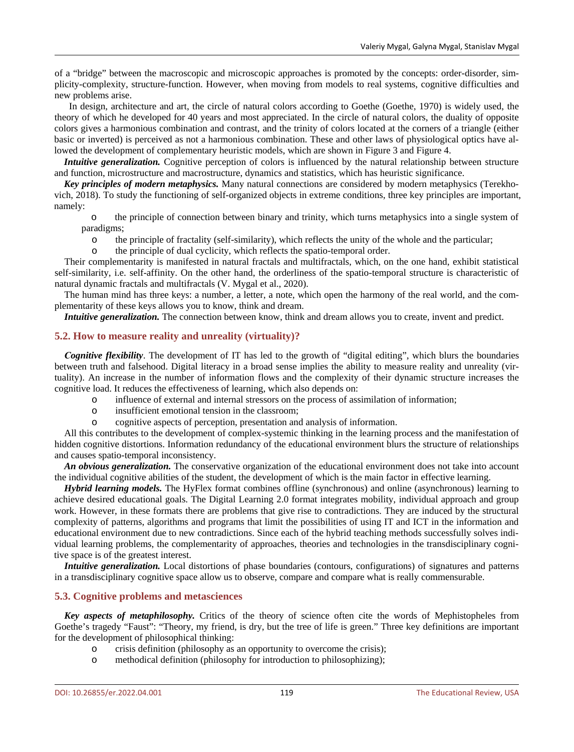of a "bridge" between the macroscopic and microscopic approaches is promoted by the concepts: order-disorder, simplicity-complexity, structure-function. However, when moving from models to real systems, cognitive difficulties and new problems arise.

In design, architecture and art, the circle of natural colors according to Goethe (Goethe, 1970) is widely used, the theory of which he developed for 40 years and most appreciated. In the circle of natural colors, the duality of opposite colors gives a harmonious combination and contrast, and the trinity of colors located at the corners of a triangle (either basic or inverted) is perceived as not a harmonious combination. These and other laws of physiological optics have allowed the development of complementary heuristic models, which are shown in Figure 3 and Figure 4.

***Intuitive generalization.*** Cognitive perception of colors is influenced by the natural relationship between structure and function, microstructure and macrostructure, dynamics and statistics, which has heuristic significance.

***Key principles of modern metaphysics.*** Many natural connections are considered by modern metaphysics (Terekhovich, 2018). To study the functioning of self-organized objects in extreme conditions, three key principles are important, namely:

- the principle of connection between binary and trinity, which turns metaphysics into a single system of paradigms;
- the principle of fractality (self-similarity), which reflects the unity of the whole and the particular;
- the principle of dual cyclicity, which reflects the spatio-temporal order.

Their complementarity is manifested in natural fractals and multifractals, which, on the one hand, exhibit statistical self-similarity, i.e. self-affinity. On the other hand, the orderliness of the spatio-temporal structure is characteristic of natural dynamic fractals and multifractals (V. Mygal et al., 2020).

The human mind has three keys: a number, a letter, a note, which open the harmony of the real world, and the complementarity of these keys allows you to know, think and dream.

***Intuitive generalization.*** The connection between know, think and dream allows you to create, invent and predict.

## 5.2. How to measure reality and unreality (virtuality)?

***Cognitive flexibility***. The development of IT has led to the growth of "digital editing", which blurs the boundaries between truth and falsehood. Digital literacy in a broad sense implies the ability to measure reality and unreality (virtuality). An increase in the number of information flows and the complexity of their dynamic structure increases the cognitive load. It reduces the effectiveness of learning, which also depends on:

- influence of external and internal stressors on the process of assimilation of information;
- insufficient emotional tension in the classroom;
- cognitive aspects of perception, presentation and analysis of information.

All this contributes to the development of complex-systemic thinking in the learning process and the manifestation of hidden cognitive distortions. Information redundancy of the educational environment blurs the structure of relationships and causes spatio-temporal inconsistency.

***An obvious generalization.*** The conservative organization of the educational environment does not take into account the individual cognitive abilities of the student, the development of which is the main factor in effective learning.

***Hybrid learning models.*** The HyFlex format combines offline (synchronous) and online (asynchronous) learning to achieve desired educational goals. The Digital Learning 2.0 format integrates mobility, individual approach and group work. However, in these formats there are problems that give rise to contradictions. They are induced by the structural complexity of patterns, algorithms and programs that limit the possibilities of using IT and ICT in the information and educational environment due to new contradictions. Since each of the hybrid teaching methods successfully solves individual learning problems, the complementarity of approaches, theories and technologies in the transdisciplinary cognitive space is of the greatest interest.

***Intuitive generalization.*** Local distortions of phase boundaries (contours, configurations) of signatures and patterns in a transdisciplinary cognitive space allow us to observe, compare and compare what is really commensurable.

## 5.3. Cognitive problems and metasciences

***Key aspects of metaphilosophy.*** Critics of the theory of science often cite the words of Mephistopheles from Goethe's tragedy "Faust": "Theory, my friend, is dry, but the tree of life is green." Three key definitions are important for the development of philosophical thinking:

- crisis definition (philosophy as an opportunity to overcome the crisis);
- methodical definition (philosophy for introduction to philosophizing);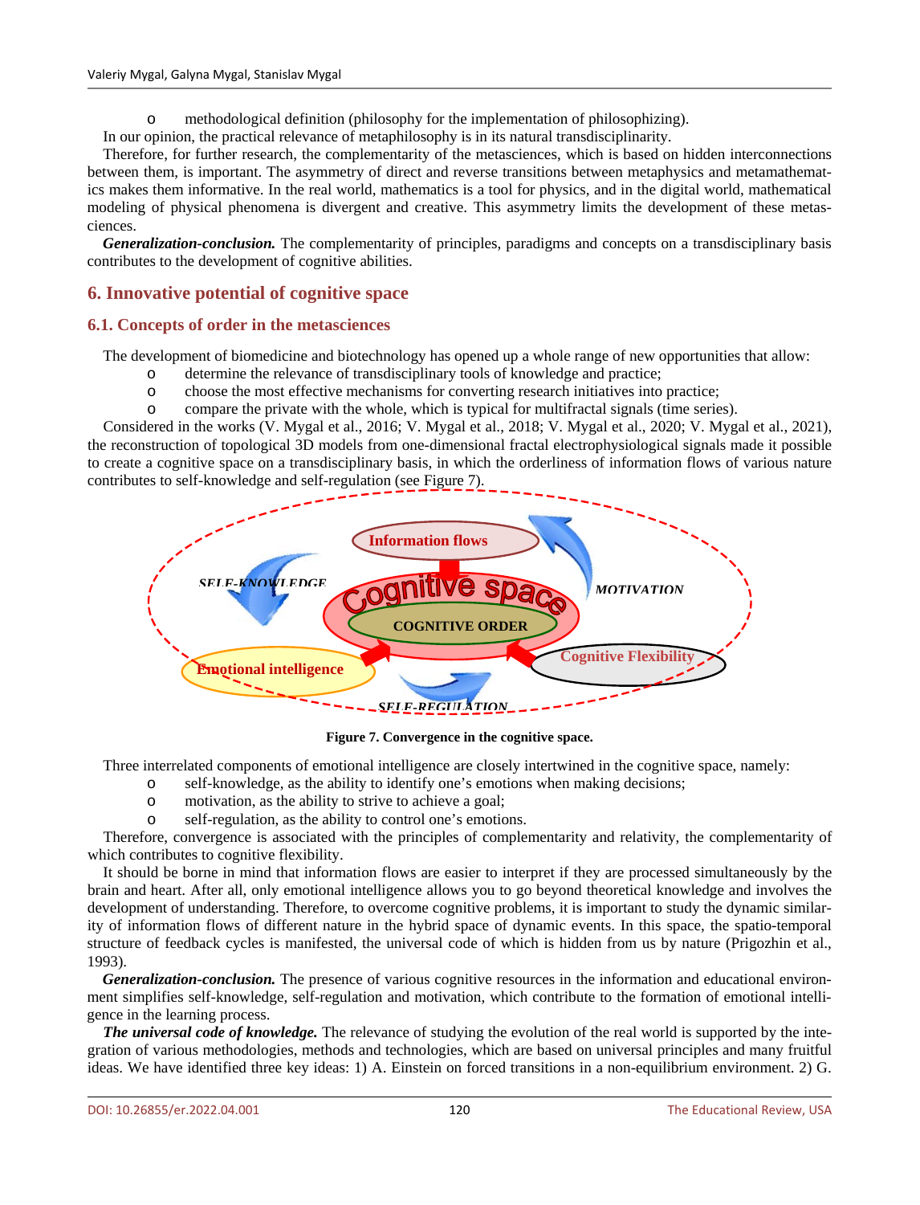- methodological definition (philosophy for the implementation of philosophizing).

In our opinion, the practical relevance of metaphilosophy is in its natural transdisciplinarity.

Therefore, for further research, the complementarity of the metasciences, which is based on hidden interconnections between them, is important. The asymmetry of direct and reverse transitions between metaphysics and metamathematics makes them informative. In the real world, mathematics is a tool for physics, and in the digital world, mathematical modeling of physical phenomena is divergent and creative. This asymmetry limits the development of these metasciences.

***Generalization-conclusion.*** The complementarity of principles, paradigms and concepts on a transdisciplinary basis contributes to the development of cognitive abilities.

## 6. Innovative potential of cognitive space

### 6.1. Concepts of order in the metasciences

The development of biomedicine and biotechnology has opened up a whole range of new opportunities that allow:

- determine the relevance of transdisciplinary tools of knowledge and practice;
- choose the most effective mechanisms for converting research initiatives into practice;
- compare the private with the whole, which is typical for multifractal signals (time series).

Considered in the works (V. Mygal et al., 2016; V. Mygal et al., 2018; V. Mygal et al., 2020; V. Mygal et al., 2021), the reconstruction of topological 3D models from one-dimensional fractal electrophysiological signals made it possible to create a cognitive space on a transdisciplinary basis, in which the orderliness of information flows of various nature contributes to self-knowledge and self-regulation (see Figure 7).

**Figure 7. Convergence in the cognitive space.**

Three interrelated components of emotional intelligence are closely intertwined in the cognitive space, namely:

- self-knowledge, as the ability to identify one's emotions when making decisions;
- motivation, as the ability to strive to achieve a goal;
- self-regulation, as the ability to control one's emotions.

Therefore, convergence is associated with the principles of complementarity and relativity, the complementarity of which contributes to cognitive flexibility.

It should be borne in mind that information flows are easier to interpret if they are processed simultaneously by the brain and heart. After all, only emotional intelligence allows you to go beyond theoretical knowledge and involves the development of understanding. Therefore, to overcome cognitive problems, it is important to study the dynamic similarity of information flows of different nature in the hybrid space of dynamic events. In this space, the spatio-temporal structure of feedback cycles is manifested, the universal code of which is hidden from us by nature (Prigozhin et al., 1993).

***Generalization-conclusion.*** The presence of various cognitive resources in the information and educational environment simplifies self-knowledge, self-regulation and motivation, which contribute to the formation of emotional intelligence in the learning process.

***The universal code of knowledge.*** The relevance of studying the evolution of the real world is supported by the integration of various methodologies, methods and technologies, which are based on universal principles and many fruitful ideas. We have identified three key ideas: 1) A. Einstein on forced transitions in a non-equilibrium environment. 2) G.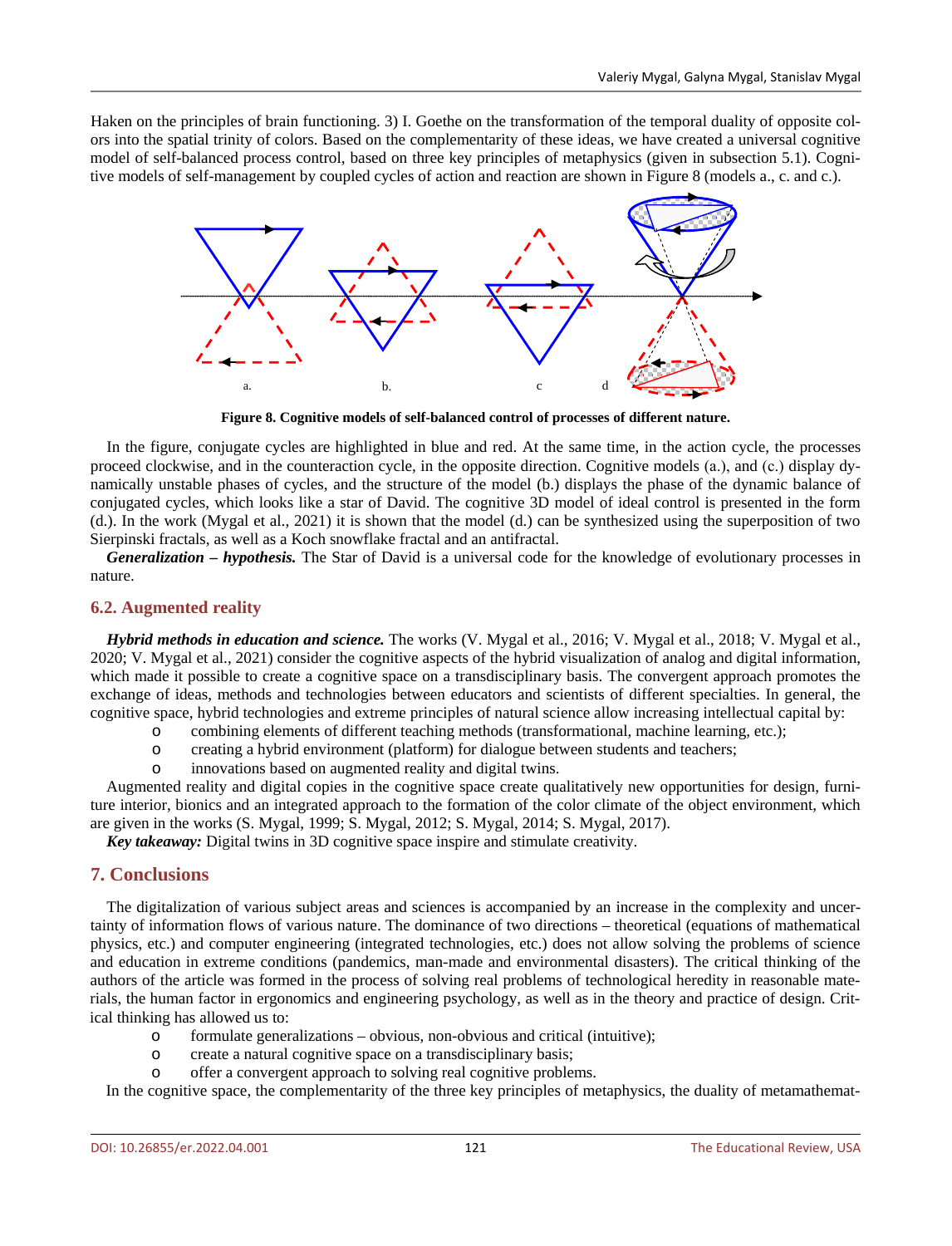Haken on the principles of brain functioning. 3) I. Goethe on the transformation of the temporal duality of opposite colors into the spatial trinity of colors. Based on the complementarity of these ideas, we have created a universal cognitive model of self-balanced process control, based on three key principles of metaphysics (given in subsection 5.1). Cognitive models of self-management by coupled cycles of action and reaction are shown in Figure 8 (models a., c. and c.).

**Figure 8. Cognitive models of self-balanced control of processes of different nature.**

In the figure, conjugate cycles are highlighted in blue and red. At the same time, in the action cycle, the processes proceed clockwise, and in the counteraction cycle, in the opposite direction. Cognitive models (a.), and (c.) display dynamically unstable phases of cycles, and the structure of the model (b.) displays the phase of the dynamic balance of conjugated cycles, which looks like a star of David. The cognitive 3D model of ideal control is presented in the form (d.). In the work (Mygal et al., 2021) it is shown that the model (d.) can be synthesized using the superposition of two Sierpinski fractals, as well as a Koch snowflake fractal and an antifractal.

***Generalization – hypothesis.*** The Star of David is a universal code for the knowledge of evolutionary processes in nature.

## 6.2. Augmented reality

***Hybrid methods in education and science.*** The works (V. Mygal et al., 2016; V. Mygal et al., 2018; V. Mygal et al., 2020; V. Mygal et al., 2021) consider the cognitive aspects of the hybrid visualization of analog and digital information, which made it possible to create a cognitive space on a transdisciplinary basis. The convergent approach promotes the exchange of ideas, methods and technologies between educators and scientists of different specialties. In general, the cognitive space, hybrid technologies and extreme principles of natural science allow increasing intellectual capital by:

- combining elements of different teaching methods (transformational, machine learning, etc.);
- creating a hybrid environment (platform) for dialogue between students and teachers;
- innovations based on augmented reality and digital twins.

Augmented reality and digital copies in the cognitive space create qualitatively new opportunities for design, furniture interior, bionics and an integrated approach to the formation of the color climate of the object environment, which are given in the works (S. Mygal, 1999; S. Mygal, 2012; S. Mygal, 2014; S. Mygal, 2017).

***Key takeaway:*** Digital twins in 3D cognitive space inspire and stimulate creativity.

## 7. Conclusions

The digitalization of various subject areas and sciences is accompanied by an increase in the complexity and uncertainty of information flows of various nature. The dominance of two directions – theoretical (equations of mathematical physics, etc.) and computer engineering (integrated technologies, etc.) does not allow solving the problems of science and education in extreme conditions (pandemics, man-made and environmental disasters). The critical thinking of the authors of the article was formed in the process of solving real problems of technological heredity in reasonable materials, the human factor in ergonomics and engineering psychology, as well as in the theory and practice of design. Critical thinking has allowed us to:

- formulate generalizations – obvious, non-obvious and critical (intuitive);
- create a natural cognitive space on a transdisciplinary basis;
- offer a convergent approach to solving real cognitive problems.

In the cognitive space, the complementarity of the three key principles of metaphysics, the duality of metamathemat-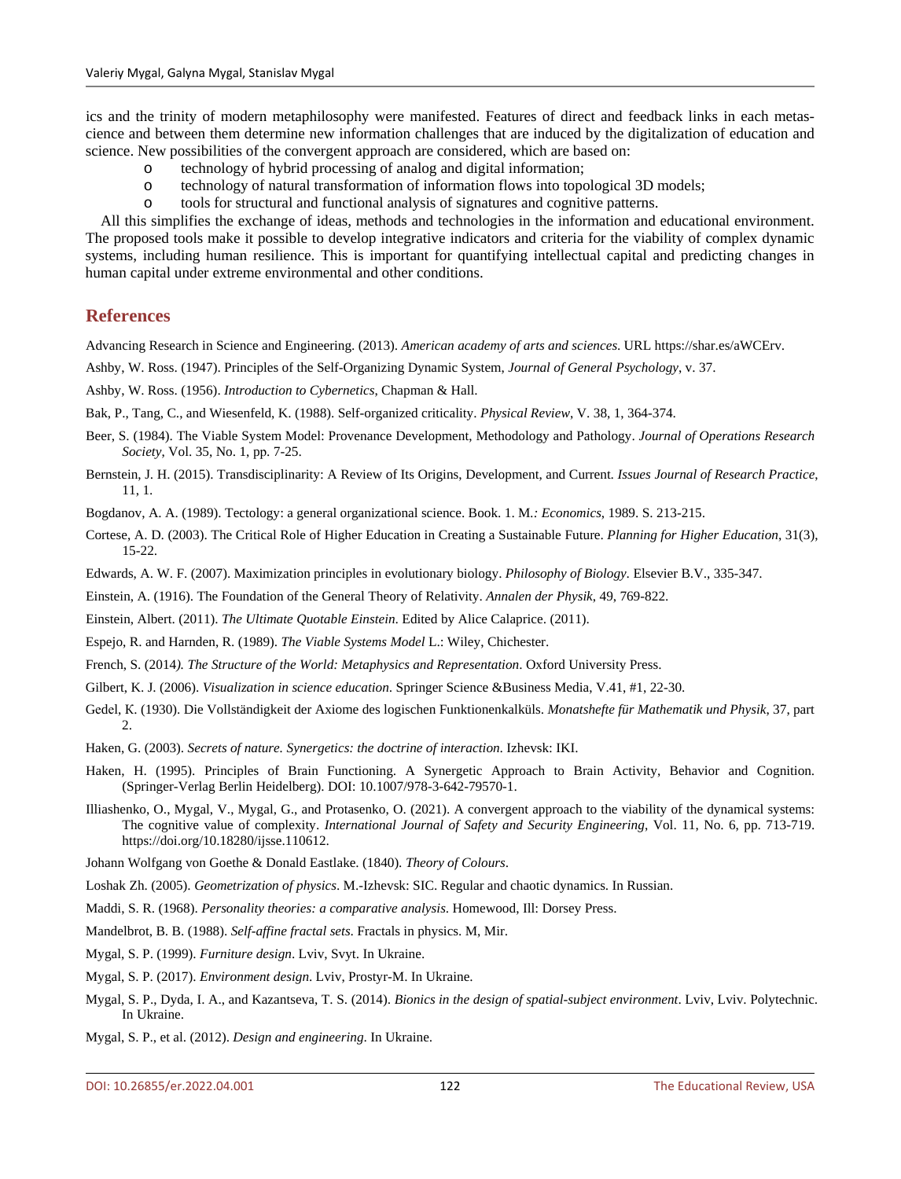ics and the trinity of modern metaphilosophy were manifested. Features of direct and feedback links in each metascience and between them determine new information challenges that are induced by the digitalization of education and science. New possibilities of the convergent approach are considered, which are based on:

- technology of hybrid processing of analog and digital information;
- technology of natural transformation of information flows into topological 3D models;
- tools for structural and functional analysis of signatures and cognitive patterns.

All this simplifies the exchange of ideas, methods and technologies in the information and educational environment. The proposed tools make it possible to develop integrative indicators and criteria for the viability of complex dynamic systems, including human resilience. This is important for quantifying intellectual capital and predicting changes in human capital under extreme environmental and other conditions.

## References

Advancing Research in Science and Engineering. (2013). *American academy of arts and sciences*. URL https://shar.es/aWCErv.

Ashby, W. Ross. (1947). Principles of the Self-Organizing Dynamic System, *Journal of General Psychology*, v. 37.

Ashby, W. Ross. (1956). *Introduction to Cybernetics*, Chapman & Hall.

Bak, P., Tang, C., and Wiesenfeld, K. (1988). Self-organized criticality. *Physical Review*, V. 38, 1, 364-374.

Beer, S. (1984). The Viable System Model: Provenance Development, Methodology and Pathology. *Journal of Operations Research Society*, Vol. 35, No. 1, pp. 7-25.

Bernstein, J. H. (2015). Transdisciplinarity: A Review of Its Origins, Development, and Current. *Issues Journal of Research Practice*, 11, 1.

Bogdanov, A. A. (1989). Tectology: a general organizational science. Book. 1. M.*: Economics*, 1989. S. 213-215.

Cortese, A. D. (2003). The Critical Role of Higher Education in Creating a Sustainable Future. *Planning for Higher Education*, 31(3), 15-22.

Edwards, A. W. F. (2007). Maximization principles in evolutionary biology. *Philosophy of Biology*. Elsevier B.V., 335-347.

Einstein, A. (1916). The Foundation of the General Theory of Relativity. *Annalen der Physik*, 49, 769-822.

Einstein, Albert. (2011). *The Ultimate Quotable Einstein*. Edited by Alice Calaprice. (2011).

Espejo, R. and Harnden, R. (1989). *The Viable Systems Model* L.: Wiley, Chichester.

French, S. (2014*). The Structure of the World: Metaphysics and Representation*. Oxford University Press.

Gilbert, K. J. (2006). *Visualization in science education*. Springer Science &Business Media, V.41, #1, 22-30.

Gedel, K. (1930). Die Vollständigkeit der Axiome des logischen Funktionenkalküls. *Monatshefte für Mathematik und Physik*, 37, part 2.

Haken, G. (2003). *Secrets of nature. Synergetics: the doctrine of interaction*. Izhevsk: IKI.

Haken, H. (1995). Principles of Brain Functioning. A Synergetic Approach to Brain Activity, Behavior and Cognition. (Springer-Verlag Berlin Heidelberg). DOI: 10.1007/978-3-642-79570-1.

Illiashenko, O., Mygal, V., Mygal, G., and Protasenko, O. (2021). A convergent approach to the viability of the dynamical systems: The cognitive value of complexity. *International Journal of Safety and Security Engineering*, Vol. 11, No. 6, pp. 713-719. https://doi.org/10.18280/ijsse.110612.

Johann Wolfgang von Goethe & Donald Eastlake. (1840). *Theory of Colours*.

Loshak Zh. (2005). *Geometrization of physics*. M.-Izhevsk: SIC. Regular and chaotic dynamics. In Russian.

Maddi, S. R. (1968). *Personality theories: a comparative analysis*. Homewood, Ill: Dorsey Press.

Mandelbrot, B. B. (1988). *Self-affine fractal sets*. Fractals in physics. M, Mir.

Mygal, S. P. (1999). *Furniture design*. Lviv, Svyt. In Ukraine.

Mygal, S. P. (2017). *Environment design*. Lviv, Prostyr-M. In Ukraine.

Mygal, S. P., Dyda, I. A., and Kazantseva, T. S. (2014). *Bionics in the design of spatial-subject environment*. Lviv, Lviv. Polytechnic. In Ukraine.

Mygal, S. P., et al. (2012). *Design and engineering*. In Ukraine.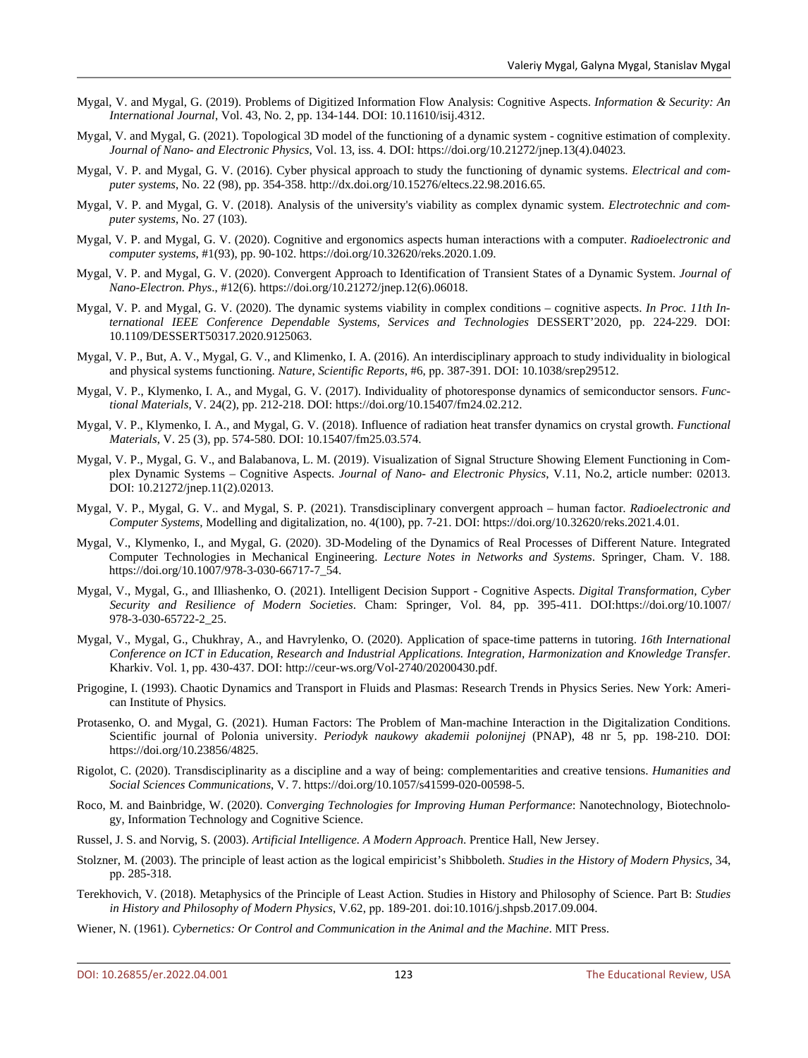Mygal, V. and Mygal, G. (2019). Problems of Digitized Information Flow Analysis: Cognitive Aspects. *Information & Security: An International Journal*, Vol. 43, No. 2, pp. 134-144. DOI: 10.11610/isij.4312.

Mygal, V. and Mygal, G. (2021). Topological 3D model of the functioning of a dynamic system - cognitive estimation of complexity. *Journal of Nano- and Electronic Physics*, Vol. 13, iss. 4. DOI: https://doi.org/10.21272/jnep.13(4).04023.

Mygal, V. P. and Mygal, G. V. (2016). Cyber physical approach to study the functioning of dynamic systems. *Electrical and computer systems*, No. 22 (98), pp. 354-358. http://dx.doi.org/10.15276/eltecs.22.98.2016.65.

Mygal, V. P. and Mygal, G. V. (2018). Analysis of the university's viability as complex dynamic system. *Electrotechnic and computer systems*, No. 27 (103).

Mygal, V. P. and Mygal, G. V. (2020). Cognitive and ergonomics aspects human interactions with a computer. *Radioelectronic and computer systems*, #1(93), pp. 90-102. https://doi.org/10.32620/reks.2020.1.09.

Mygal, V. P. and Mygal, G. V. (2020). Convergent Approach to Identification of Transient States of a Dynamic System. *Journal of Nano-Electron. Phys.*, #12(6). https://doi.org/10.21272/jnep.12(6).06018.

Mygal, V. P. and Mygal, G. V. (2020). The dynamic systems viability in complex conditions – cognitive aspects. *In Proc. 11th International IEEE Conference Dependable Systems, Services and Technologies* DESSERT'2020, pp. 224-229. DOI: 10.1109/DESSERT50317.2020.9125063.

Mygal, V. P., But, A. V., Mygal, G. V., and Klimenko, I. A. (2016). An interdisciplinary approach to study individuality in biological and physical systems functioning. *Nature, Scientific Reports*, #6, pp. 387-391. DOI: 10.1038/srep29512.

Mygal, V. P., Klymenko, I. A., and Mygal, G. V. (2017). Individuality of photoresponse dynamics of semiconductor sensors. *Functional Materials*, V. 24(2), pp. 212-218. DOI: https://doi.org/10.15407/fm24.02.212.

Mygal, V. P., Klymenko, I. A., and Mygal, G. V. (2018). Influence of radiation heat transfer dynamics on crystal growth. *Functional Materials*, V. 25 (3), pp. 574-580. DOI: 10.15407/fm25.03.574.

Mygal, V. P., Mygal, G. V., and Balabanova, L. M. (2019). Visualization of Signal Structure Showing Element Functioning in Complex Dynamic Systems – Cognitive Aspects. *Journal of Nano- and Electronic Physics*, V.11, No.2, article number: 02013. DOI: 10.21272/jnep.11(2).02013.

Mygal, V. P., Mygal, G. V.. and Mygal, S. P. (2021). Transdisciplinary convergent approach – human factor. *Radioelectronic and Computer Systems*, Modelling and digitalization, no. 4(100), pp. 7-21. DOI: https://doi.org/10.32620/reks.2021.4.01.

Mygal, V., Klymenko, I., and Mygal, G. (2020). 3D-Modeling of the Dynamics of Real Processes of Different Nature. Integrated Computer Technologies in Mechanical Engineering. *Lecture Notes in Networks and Systems*. Springer, Cham. V. 188. https://doi.org/10.1007/978-3-030-66717-7_54.

Mygal, V., Mygal, G., and Illiashenko, O. (2021). Intelligent Decision Support - Cognitive Aspects. *Digital Transformation, Cyber Security and Resilience of Modern Societies*. Cham: Springer, Vol. 84, pp. 395-411. DOI:https://doi.org/10.1007/978-3-030-65722-2_25.

Mygal, V., Mygal, G., Chukhray, A., and Havrylenko, O. (2020). Application of space-time patterns in tutoring. *16th International Conference on ICT in Education, Research and Industrial Applications. Integration, Harmonization and Knowledge Transfer*. Kharkiv. Vol. 1, pp. 430-437. DOI: http://ceur-ws.org/Vol-2740/20200430.pdf.

Prigogine, I. (1993). Chaotic Dynamics and Transport in Fluids and Plasmas: Research Trends in Physics Series. New York: American Institute of Physics.

Protasenko, O. and Mygal, G. (2021). Human Factors: The Problem of Man-machine Interaction in the Digitalization Conditions. Scientific journal of Polonia university. *Periodyk naukowy akademii polonijnej* (PNAP), 48 nr 5, pp. 198-210. DOI: https://doi.org/10.23856/4825.

Rigolot, C. (2020). Transdisciplinarity as a discipline and a way of being: complementarities and creative tensions. *Humanities and Social Sciences Communications*, V. 7. https://doi.org/10.1057/s41599-020-00598-5.

Roco, M. and Bainbridge, W. (2020). C*onverging Technologies for Improving Human Performance*: Nanotechnology, Biotechnology, Information Technology and Cognitive Science.

Russel, J. S. and Norvig, S. (2003). *Artificial Intelligence. A Modern Approach*. Prentice Hall, New Jersey.

Stolzner, M. (2003). The principle of least action as the logical empiricist's Shibboleth. *Studies in the History of Modern Physics*, 34, pp. 285-318.

Terekhovich, V. (2018). Metaphysics of the Principle of Least Action. Studies in History and Philosophy of Science. Part B: *Studies in History and Philosophy of Modern Physics*, V.62, pp. 189-201. doi:10.1016/j.shpsb.2017.09.004.

Wiener, N. (1961). *Cybernetics: Or Control and Communication in the Animal and the Machine*. MIT Press.